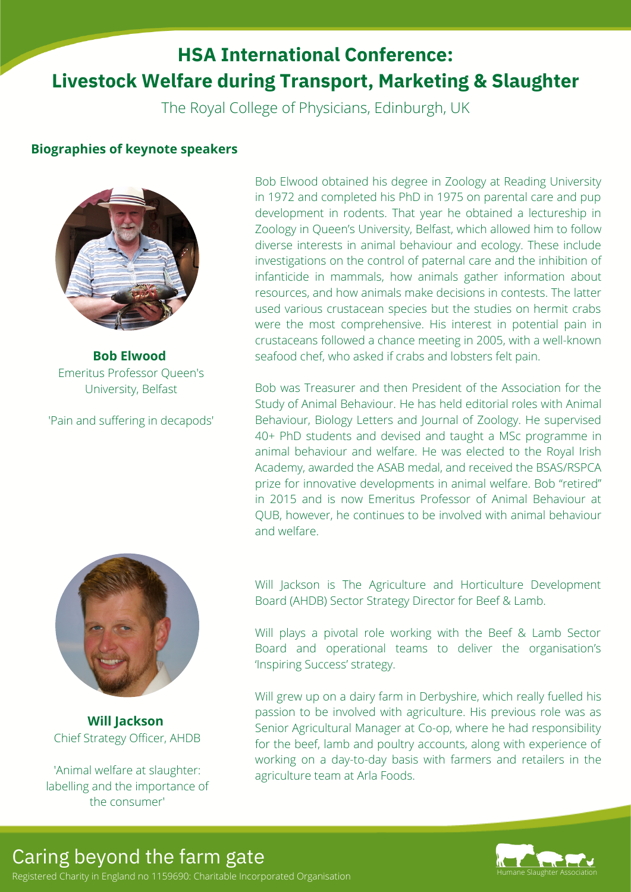# HSA International Conference: Livestock Welfare during Transport, Marketing & Slaughter

The Royal College of Physicians, Edinburgh, UK

## Biographies of keynote speakers

**Bob Elwood**
Emeritus Professor Queen's University, Belfast

'Pain and suffering in decapods'

Bob Elwood obtained his degree in Zoology at Reading University in 1972 and completed his PhD in 1975 on parental care and pup development in rodents. That year he obtained a lectureship in Zoology in Queen's University, Belfast, which allowed him to follow diverse interests in animal behaviour and ecology. These include investigations on the control of paternal care and the inhibition of infanticide in mammals, how animals gather information about resources, and how animals make decisions in contests. The latter used various crustacean species but the studies on hermit crabs were the most comprehensive. His interest in potential pain in crustaceans followed a chance meeting in 2005, with a well-known seafood chef, who asked if crabs and lobsters felt pain.

Bob was Treasurer and then President of the Association for the Study of Animal Behaviour. He has held editorial roles with Animal Behaviour, Biology Letters and Journal of Zoology. He supervised 40+ PhD students and devised and taught a MSc programme in animal behaviour and welfare. He was elected to the Royal Irish Academy, awarded the ASAB medal, and received the BSAS/RSPCA prize for innovative developments in animal welfare. Bob "retired" in 2015 and is now Emeritus Professor of Animal Behaviour at QUB, however, he continues to be involved with animal behaviour and welfare.

**Will Jackson**
Chief Strategy Officer, AHDB

'Animal welfare at slaughter: labelling and the importance of the consumer'

Will Jackson is The Agriculture and Horticulture Development Board (AHDB) Sector Strategy Director for Beef & Lamb.

Will plays a pivotal role working with the Beef & Lamb Sector Board and operational teams to deliver the organisation's 'Inspiring Success' strategy.

Will grew up on a dairy farm in Derbyshire, which really fuelled his passion to be involved with agriculture. His previous role was as Senior Agricultural Manager at Co-op, where he had responsibility for the beef, lamb and poultry accounts, along with experience of working on a day-to-day basis with farmers and retailers in the agriculture team at Arla Foods.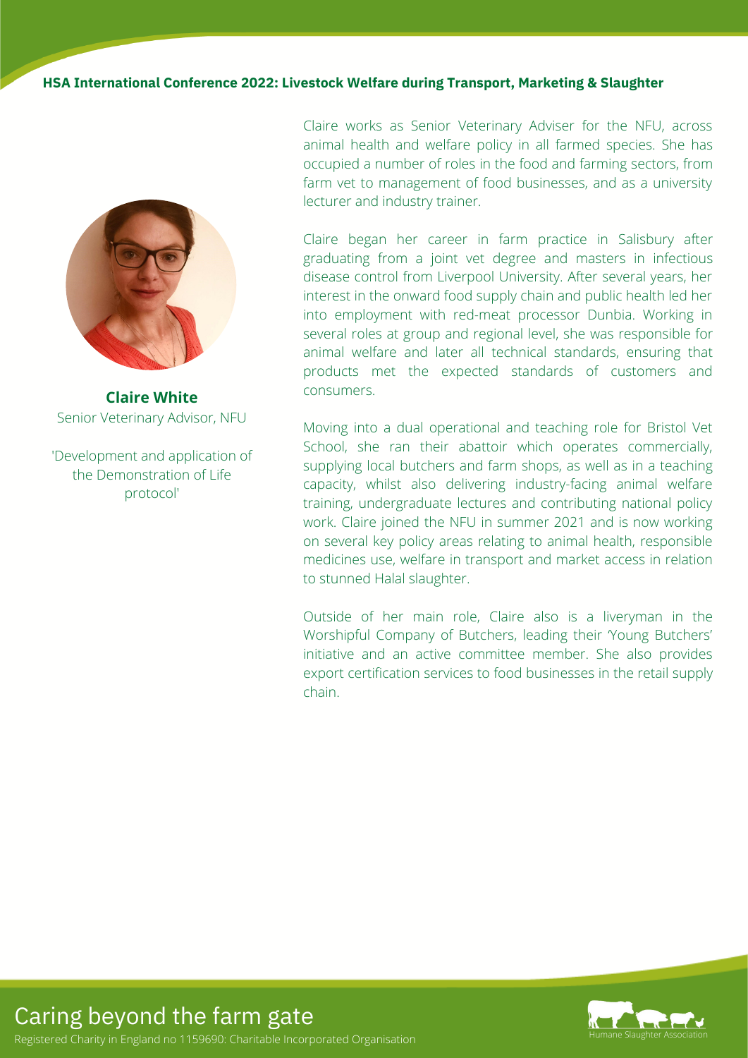**HSA International Conference 2022: Livestock Welfare during Transport, Marketing & Slaughter**

**Claire White**
Senior Veterinary Advisor, NFU

'Development and application of the Demonstration of Life protocol'

Claire works as Senior Veterinary Adviser for the NFU, across animal health and welfare policy in all farmed species. She has occupied a number of roles in the food and farming sectors, from farm vet to management of food businesses, and as a university lecturer and industry trainer.

Claire began her career in farm practice in Salisbury after graduating from a joint vet degree and masters in infectious disease control from Liverpool University. After several years, her interest in the onward food supply chain and public health led her into employment with red-meat processor Dunbia. Working in several roles at group and regional level, she was responsible for animal welfare and later all technical standards, ensuring that products met the expected standards of customers and consumers.

Moving into a dual operational and teaching role for Bristol Vet School, she ran their abattoir which operates commercially, supplying local butchers and farm shops, as well as in a teaching capacity, whilst also delivering industry-facing animal welfare training, undergraduate lectures and contributing national policy work. Claire joined the NFU in summer 2021 and is now working on several key policy areas relating to animal health, responsible medicines use, welfare in transport and market access in relation to stunned Halal slaughter.

Outside of her main role, Claire also is a liveryman in the Worshipful Company of Butchers, leading their 'Young Butchers' initiative and an active committee member. She also provides export certification services to food businesses in the retail supply chain.